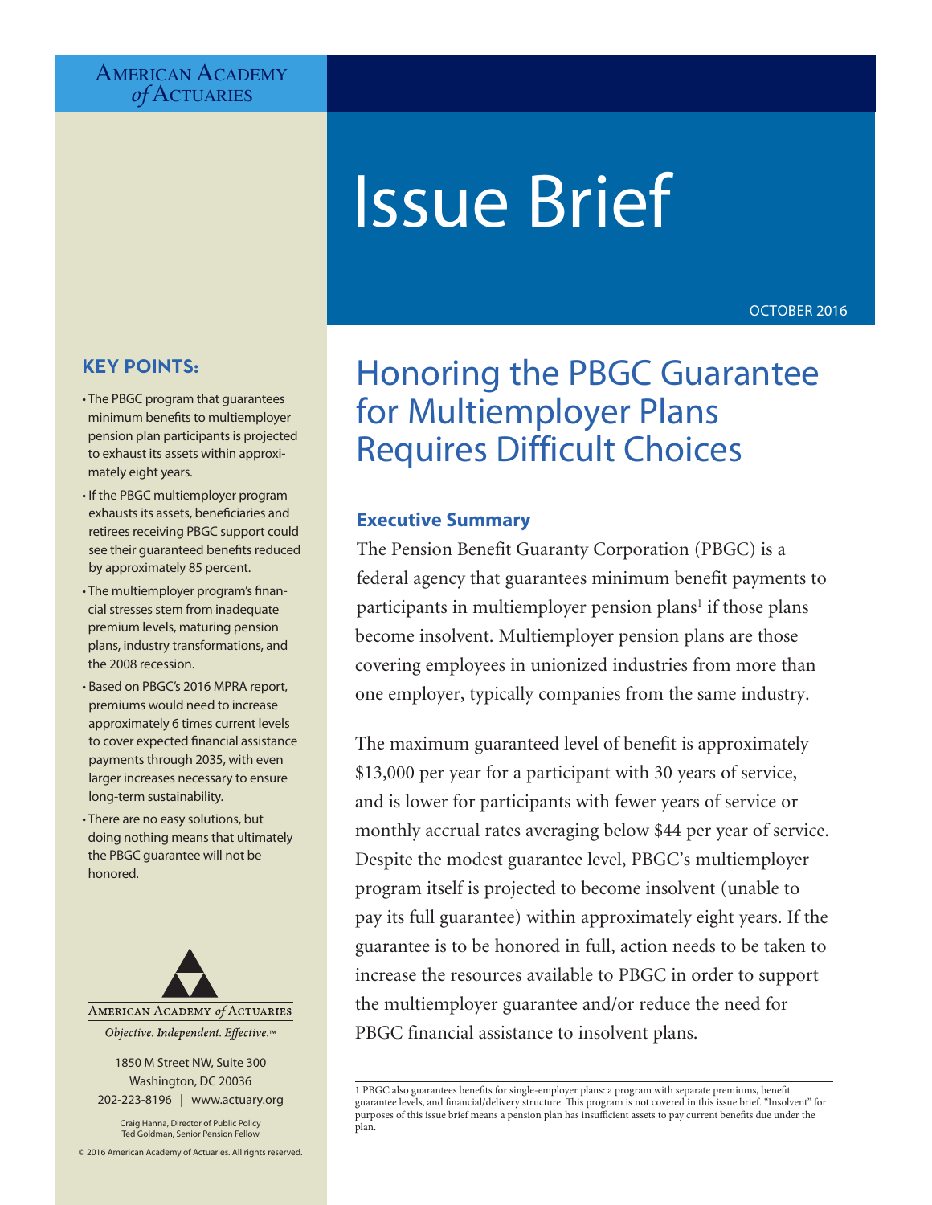American Academy *of* Actuaries

# Issue Brief

OCTOBER 2016

## Honoring the PBGC Guarantee for Multiemployer Plans Requires Difficult Choices

### Executive Summary

The Pension Benefit Guaranty Corporation (PBGC) is a federal agency that guarantees minimum benefit payments to participants in multiemployer pension plans[1] if those plans become insolvent. Multiemployer pension plans are those covering employees in unionized industries from more than one employer, typically companies from the same industry.

The maximum guaranteed level of benefit is approximately $13,000 per year for a participant with 30 years of service, and is lower for participants with fewer years of service or monthly accrual rates averaging below $44 per year of service. Despite the modest guarantee level, PBGC's multiemployer program itself is projected to become insolvent (unable to pay its full guarantee) within approximately eight years. If the guarantee is to be honored in full, action needs to be taken to increase the resources available to PBGC in order to support the multiemployer guarantee and/or reduce the need for PBGC financial assistance to insolvent plans.

### KEY POINTS:

- The PBGC program that guarantees minimum benefits to multiemployer pension plan participants is projected to exhaust its assets within approximately eight years.
- If the PBGC multiemployer program exhausts its assets, beneficiaries and retirees receiving PBGC support could see their guaranteed benefits reduced by approximately 85 percent.
- The multiemployer program's financial stresses stem from inadequate premium levels, maturing pension plans, industry transformations, and the 2008 recession.
- Based on PBGC's 2016 MPRA report, premiums would need to increase approximately 6 times current levels to cover expected financial assistance payments through 2035, with even larger increases necessary to ensure long-term sustainability.
- There are no easy solutions, but doing nothing means that ultimately the PBGC guarantee will not be honored.

American Academy *of* Actuaries

*Objective. Independent. Effective.*™

1850 M Street NW, Suite 300
Washington, DC 20036
202-223-8196 | www.actuary.org

Craig Hanna, Director of Public Policy
Ted Goldman, Senior Pension Fellow

© 2016 American Academy of Actuaries. All rights reserved.

---

1 PBGC also guarantees benefits for single-employer plans: a program with separate premiums, benefit guarantee levels, and financial/delivery structure. This program is not covered in this issue brief. "Insolvent" for purposes of this issue brief means a pension plan has insufficient assets to pay current benefits due under the plan.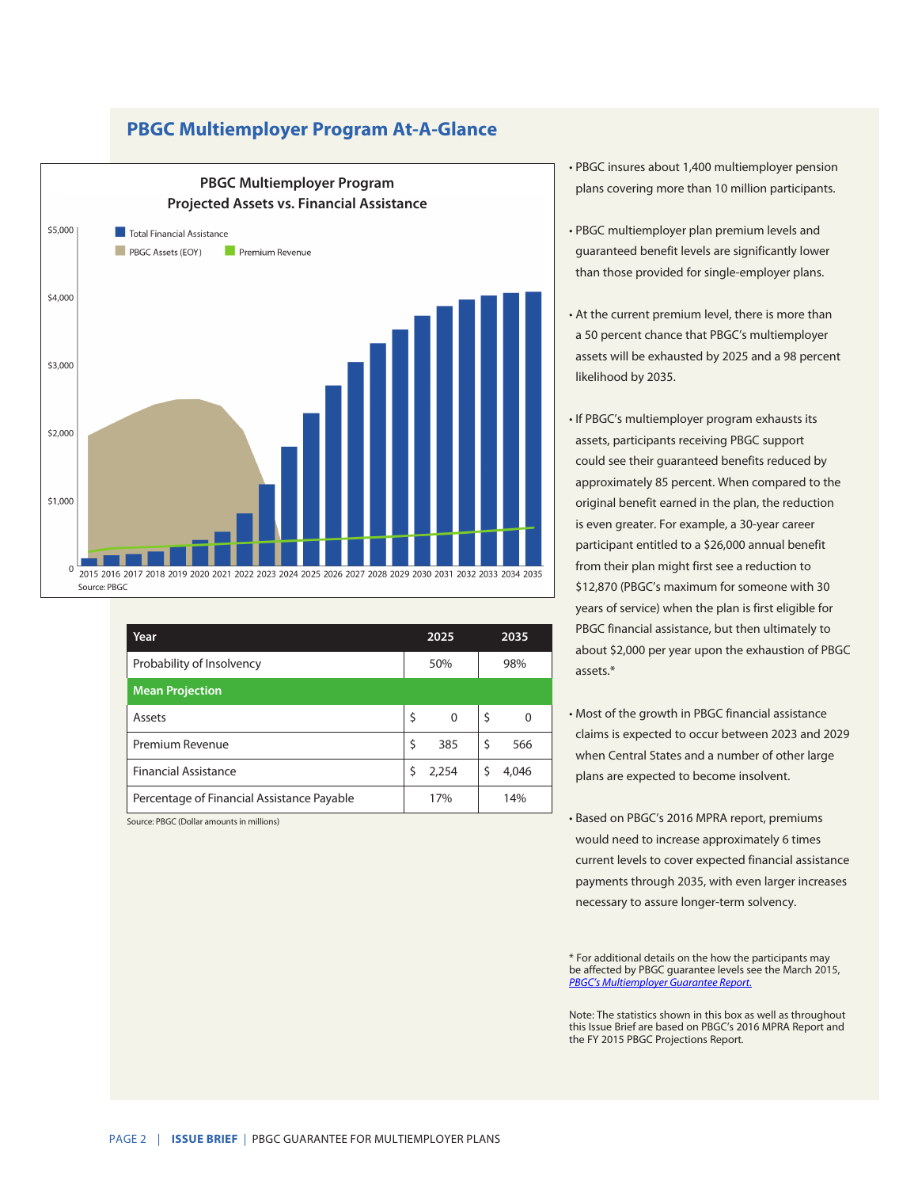## PBGC Multiemployer Program At-A-Glance

**PBGC Multiemployer Program**
**Projected Assets vs. Financial Assistance**

Total Financial Assistance
PBGC Assets (EOY)
Premium Revenue

$5,000
$4,000
$3,000
$2,000
$1,000
0

2015 2016 2017 2018 2019 2020 2021 2022 2023 2024 2025 2026 2027 2028 2029 2030 2031 2032 2033 2034 2035

Source: PBGC

| Year | 2025 | 2035 |
|---|---|---|
| Probability of Insolvency | 50% | 98% |
| **Mean Projection** | | |
| Assets | $ 0 | $ 0 |
| Premium Revenue | $ 385 | $ 566 |
| Financial Assistance | $ 2,254 | $ 4,046 |
| Percentage of Financial Assistance Payable | 17% | 14% |

Source: PBGC (Dollar amounts in millions)

- PBGC insures about 1,400 multiemployer pension plans covering more than 10 million participants.
- PBGC multiemployer plan premium levels and guaranteed benefit levels are significantly lower than those provided for single-employer plans.
- At the current premium level, there is more than a 50 percent chance that PBGC's multiemployer assets will be exhausted by 2025 and a 98 percent likelihood by 2035.
- If PBGC's multiemployer program exhausts its assets, participants receiving PBGC support could see their guaranteed benefits reduced by approximately 85 percent. When compared to the original benefit earned in the plan, the reduction is even greater. For example, a 30-year career participant entitled to a $26,000 annual benefit from their plan might first see a reduction to $12,870 (PBGC's maximum for someone with 30 years of service) when the plan is first eligible for PBGC financial assistance, but then ultimately to about $2,000 per year upon the exhaustion of PBGC assets.*
- Most of the growth in PBGC financial assistance claims is expected to occur between 2023 and 2029 when Central States and a number of other large plans are expected to become insolvent.
- Based on PBGC's 2016 MPRA report, premiums would need to increase approximately 6 times current levels to cover expected financial assistance payments through 2035, with even larger increases necessary to assure longer-term solvency.

* For additional details on the how the participants may be affected by PBGC guarantee levels see the March 2015, *PBGC's Multiemployer Guarantee Report.*

Note: The statistics shown in this box as well as throughout this Issue Brief are based on PBGC's 2016 MPRA Report and the FY 2015 PBGC Projections Report.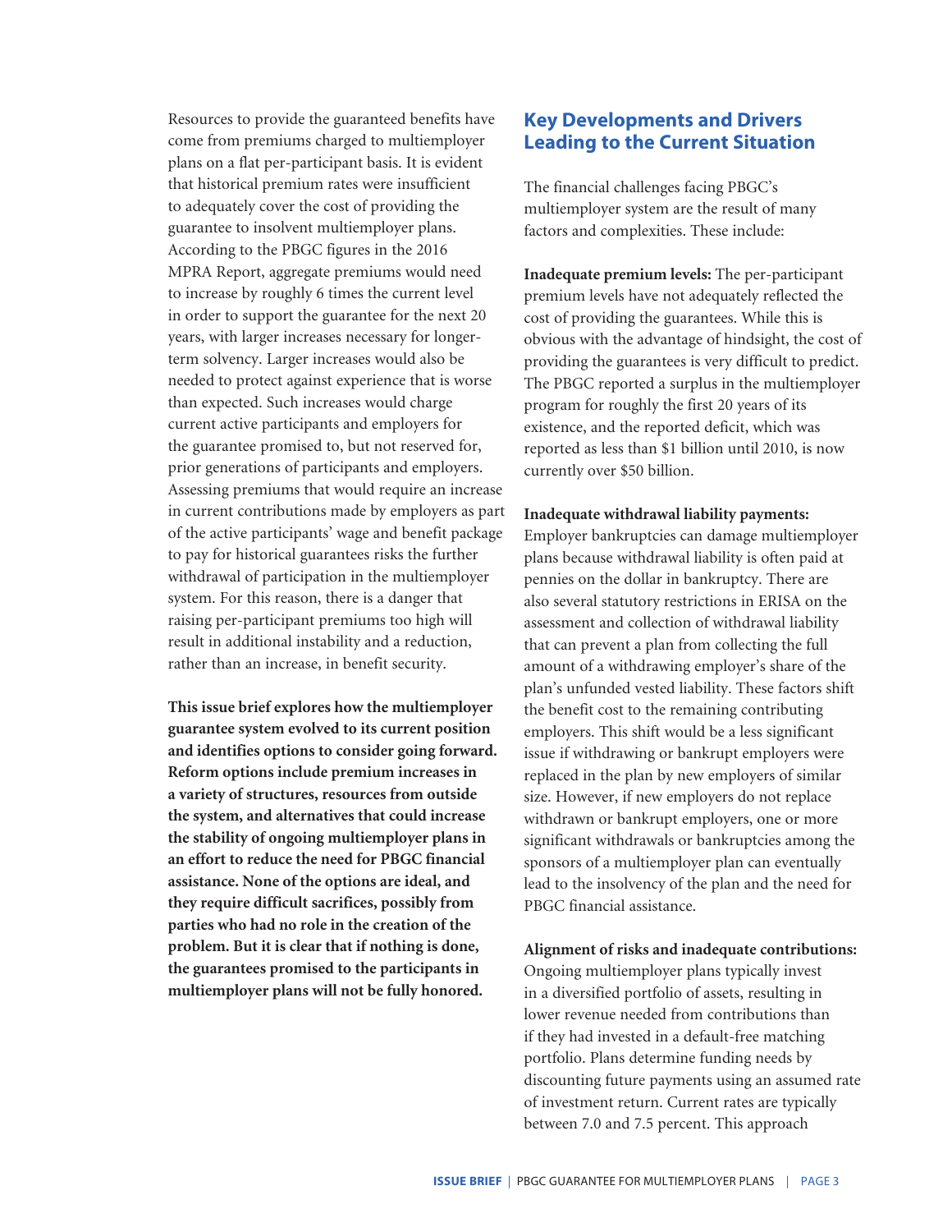Resources to provide the guaranteed benefits have come from premiums charged to multiemployer plans on a flat per-participant basis. It is evident that historical premium rates were insufficient to adequately cover the cost of providing the guarantee to insolvent multiemployer plans. According to the PBGC figures in the 2016 MPRA Report, aggregate premiums would need to increase by roughly 6 times the current level in order to support the guarantee for the next 20 years, with larger increases necessary for longer-term solvency. Larger increases would also be needed to protect against experience that is worse than expected. Such increases would charge current active participants and employers for the guarantee promised to, but not reserved for, prior generations of participants and employers. Assessing premiums that would require an increase in current contributions made by employers as part of the active participants' wage and benefit package to pay for historical guarantees risks the further withdrawal of participation in the multiemployer system. For this reason, there is a danger that raising per-participant premiums too high will result in additional instability and a reduction, rather than an increase, in benefit security.

**This issue brief explores how the multiemployer guarantee system evolved to its current position and identifies options to consider going forward. Reform options include premium increases in a variety of structures, resources from outside the system, and alternatives that could increase the stability of ongoing multiemployer plans in an effort to reduce the need for PBGC financial assistance. None of the options are ideal, and they require difficult sacrifices, possibly from parties who had no role in the creation of the problem. But it is clear that if nothing is done, the guarantees promised to the participants in multiemployer plans will not be fully honored.**

## Key Developments and Drivers Leading to the Current Situation

The financial challenges facing PBGC's multiemployer system are the result of many factors and complexities. These include:

**Inadequate premium levels:** The per-participant premium levels have not adequately reflected the cost of providing the guarantees. While this is obvious with the advantage of hindsight, the cost of providing the guarantees is very difficult to predict. The PBGC reported a surplus in the multiemployer program for roughly the first 20 years of its existence, and the reported deficit, which was reported as less than $1 billion until 2010, is now currently over $50 billion.

**Inadequate withdrawal liability payments:** Employer bankruptcies can damage multiemployer plans because withdrawal liability is often paid at pennies on the dollar in bankruptcy. There are also several statutory restrictions in ERISA on the assessment and collection of withdrawal liability that can prevent a plan from collecting the full amount of a withdrawing employer's share of the plan's unfunded vested liability. These factors shift the benefit cost to the remaining contributing employers. This shift would be a less significant issue if withdrawing or bankrupt employers were replaced in the plan by new employers of similar size. However, if new employers do not replace withdrawn or bankrupt employers, one or more significant withdrawals or bankruptcies among the sponsors of a multiemployer plan can eventually lead to the insolvency of the plan and the need for PBGC financial assistance.

**Alignment of risks and inadequate contributions:** Ongoing multiemployer plans typically invest in a diversified portfolio of assets, resulting in lower revenue needed from contributions than if they had invested in a default-free matching portfolio. Plans determine funding needs by discounting future payments using an assumed rate of investment return. Current rates are typically between 7.0 and 7.5 percent. This approach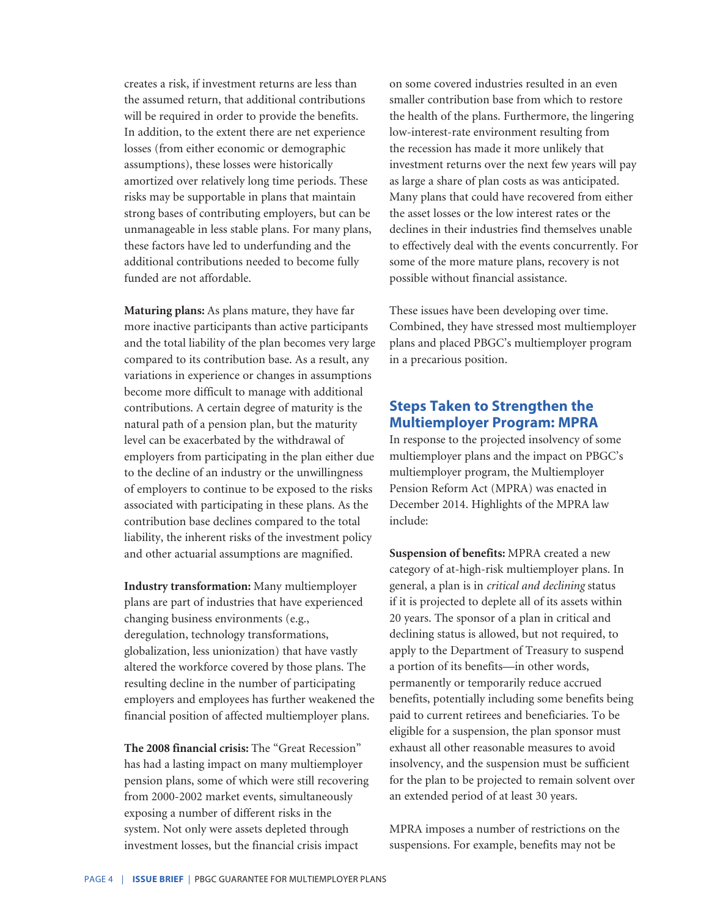creates a risk, if investment returns are less than the assumed return, that additional contributions will be required in order to provide the benefits. In addition, to the extent there are net experience losses (from either economic or demographic assumptions), these losses were historically amortized over relatively long time periods. These risks may be supportable in plans that maintain strong bases of contributing employers, but can be unmanageable in less stable plans. For many plans, these factors have led to underfunding and the additional contributions needed to become fully funded are not affordable.

**Maturing plans:** As plans mature, they have far more inactive participants than active participants and the total liability of the plan becomes very large compared to its contribution base. As a result, any variations in experience or changes in assumptions become more difficult to manage with additional contributions. A certain degree of maturity is the natural path of a pension plan, but the maturity level can be exacerbated by the withdrawal of employers from participating in the plan either due to the decline of an industry or the unwillingness of employers to continue to be exposed to the risks associated with participating in these plans. As the contribution base declines compared to the total liability, the inherent risks of the investment policy and other actuarial assumptions are magnified.

**Industry transformation:** Many multiemployer plans are part of industries that have experienced changing business environments (e.g., deregulation, technology transformations, globalization, less unionization) that have vastly altered the workforce covered by those plans. The resulting decline in the number of participating employers and employees has further weakened the financial position of affected multiemployer plans.

**The 2008 financial crisis:** The "Great Recession" has had a lasting impact on many multiemployer pension plans, some of which were still recovering from 2000-2002 market events, simultaneously exposing a number of different risks in the system. Not only were assets depleted through investment losses, but the financial crisis impact on some covered industries resulted in an even smaller contribution base from which to restore the health of the plans. Furthermore, the lingering low-interest-rate environment resulting from the recession has made it more unlikely that investment returns over the next few years will pay as large a share of plan costs as was anticipated. Many plans that could have recovered from either the asset losses or the low interest rates or the declines in their industries find themselves unable to effectively deal with the events concurrently. For some of the more mature plans, recovery is not possible without financial assistance.

These issues have been developing over time. Combined, they have stressed most multiemployer plans and placed PBGC's multiemployer program in a precarious position.

## Steps Taken to Strengthen the Multiemployer Program: MPRA

In response to the projected insolvency of some multiemployer plans and the impact on PBGC's multiemployer program, the Multiemployer Pension Reform Act (MPRA) was enacted in December 2014. Highlights of the MPRA law include:

**Suspension of benefits:** MPRA created a new category of at-high-risk multiemployer plans. In general, a plan is in *critical and declining* status if it is projected to deplete all of its assets within 20 years. The sponsor of a plan in critical and declining status is allowed, but not required, to apply to the Department of Treasury to suspend a portion of its benefits—in other words, permanently or temporarily reduce accrued benefits, potentially including some benefits being paid to current retirees and beneficiaries. To be eligible for a suspension, the plan sponsor must exhaust all other reasonable measures to avoid insolvency, and the suspension must be sufficient for the plan to be projected to remain solvent over an extended period of at least 30 years.

MPRA imposes a number of restrictions on the suspensions. For example, benefits may not be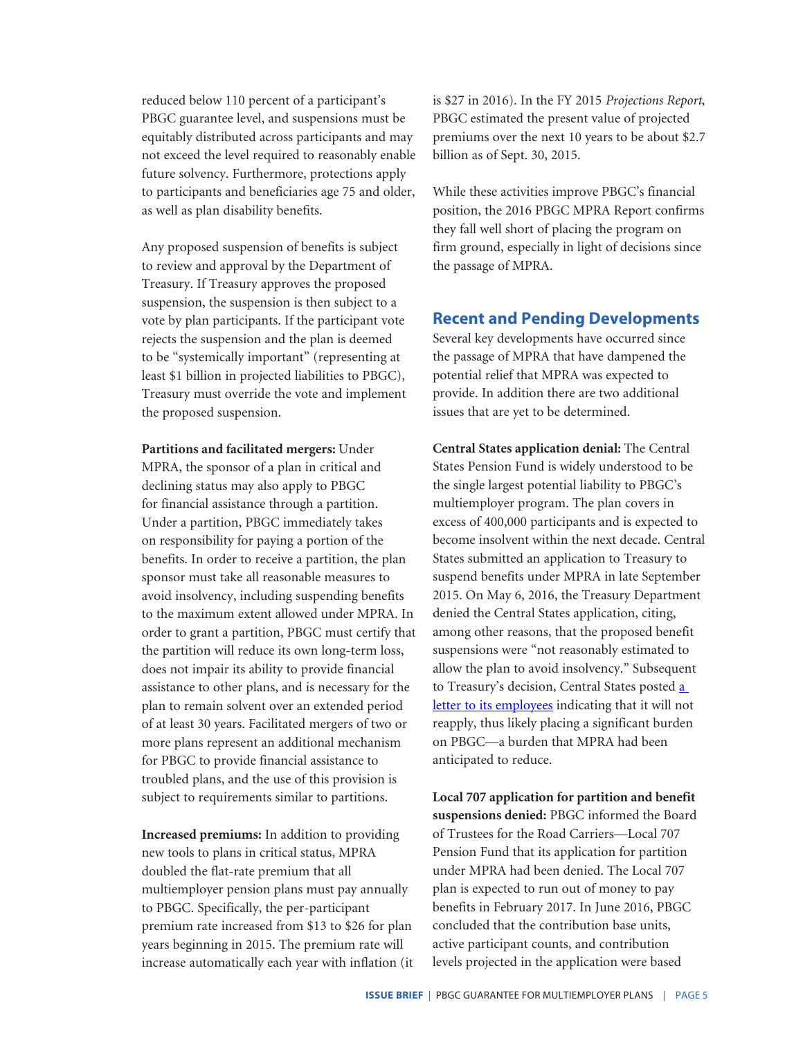reduced below 110 percent of a participant's PBGC guarantee level, and suspensions must be equitably distributed across participants and may not exceed the level required to reasonably enable future solvency. Furthermore, protections apply to participants and beneficiaries age 75 and older, as well as plan disability benefits.

Any proposed suspension of benefits is subject to review and approval by the Department of Treasury. If Treasury approves the proposed suspension, the suspension is then subject to a vote by plan participants. If the participant vote rejects the suspension and the plan is deemed to be "systemically important" (representing at least $1 billion in projected liabilities to PBGC), Treasury must override the vote and implement the proposed suspension.

**Partitions and facilitated mergers:** Under MPRA, the sponsor of a plan in critical and declining status may also apply to PBGC for financial assistance through a partition. Under a partition, PBGC immediately takes on responsibility for paying a portion of the benefits. In order to receive a partition, the plan sponsor must take all reasonable measures to avoid insolvency, including suspending benefits to the maximum extent allowed under MPRA. In order to grant a partition, PBGC must certify that the partition will reduce its own long-term loss, does not impair its ability to provide financial assistance to other plans, and is necessary for the plan to remain solvent over an extended period of at least 30 years. Facilitated mergers of two or more plans represent an additional mechanism for PBGC to provide financial assistance to troubled plans, and the use of this provision is subject to requirements similar to partitions.

**Increased premiums:** In addition to providing new tools to plans in critical status, MPRA doubled the flat-rate premium that all multiemployer pension plans must pay annually to PBGC. Specifically, the per-participant premium rate increased from $13 to $26 for plan years beginning in 2015. The premium rate will increase automatically each year with inflation (it is $27 in 2016). In the FY 2015 *Projections Report*, PBGC estimated the present value of projected premiums over the next 10 years to be about $2.7 billion as of Sept. 30, 2015.

While these activities improve PBGC's financial position, the 2016 PBGC MPRA Report confirms they fall well short of placing the program on firm ground, especially in light of decisions since the passage of MPRA.

## Recent and Pending Developments

Several key developments have occurred since the passage of MPRA that have dampened the potential relief that MPRA was expected to provide. In addition there are two additional issues that are yet to be determined.

**Central States application denial:** The Central States Pension Fund is widely understood to be the single largest potential liability to PBGC's multiemployer program. The plan covers in excess of 400,000 participants and is expected to become insolvent within the next decade. Central States submitted an application to Treasury to suspend benefits under MPRA in late September 2015. On May 6, 2016, the Treasury Department denied the Central States application, citing, among other reasons, that the proposed benefit suspensions were "not reasonably estimated to allow the plan to avoid insolvency." Subsequent to Treasury's decision, Central States posted a letter to its employees indicating that it will not reapply, thus likely placing a significant burden on PBGC—a burden that MPRA had been anticipated to reduce.

**Local 707 application for partition and benefit suspensions denied:** PBGC informed the Board of Trustees for the Road Carriers—Local 707 Pension Fund that its application for partition under MPRA had been denied. The Local 707 plan is expected to run out of money to pay benefits in February 2017. In June 2016, PBGC concluded that the contribution base units, active participant counts, and contribution levels projected in the application were based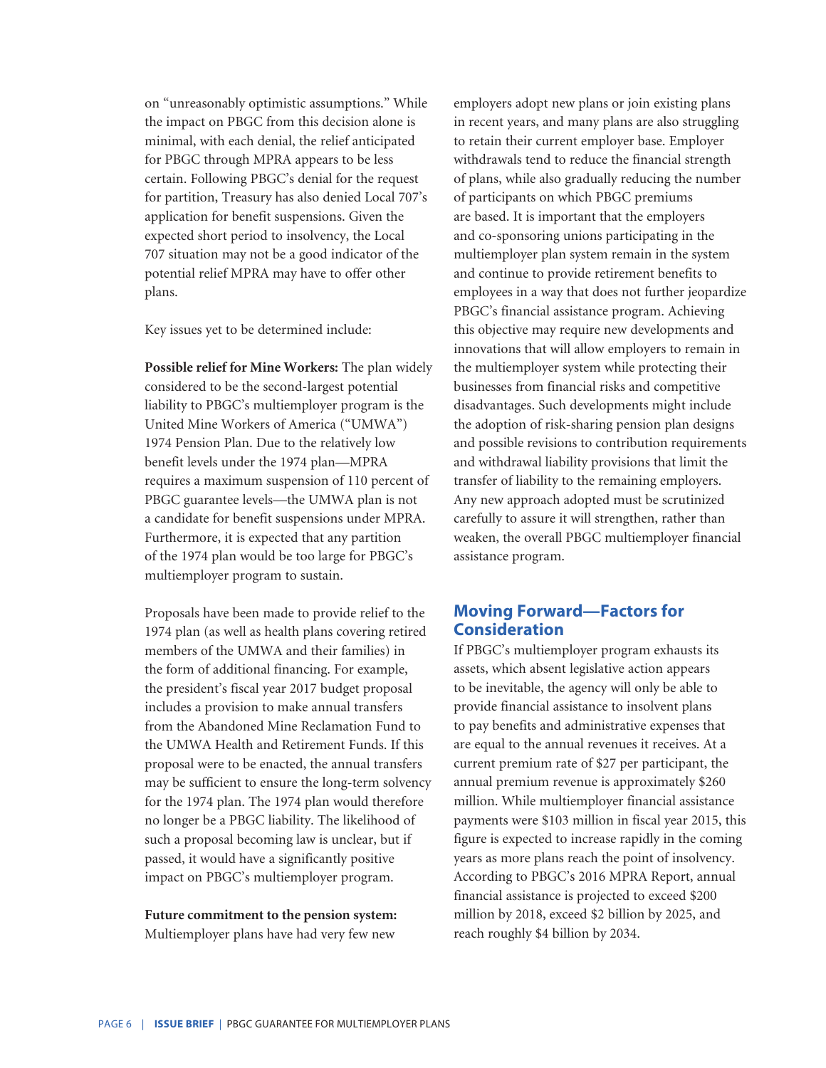on "unreasonably optimistic assumptions." While the impact on PBGC from this decision alone is minimal, with each denial, the relief anticipated for PBGC through MPRA appears to be less certain. Following PBGC's denial for the request for partition, Treasury has also denied Local 707's application for benefit suspensions. Given the expected short period to insolvency, the Local 707 situation may not be a good indicator of the potential relief MPRA may have to offer other plans.

Key issues yet to be determined include:

**Possible relief for Mine Workers:** The plan widely considered to be the second-largest potential liability to PBGC's multiemployer program is the United Mine Workers of America ("UMWA") 1974 Pension Plan. Due to the relatively low benefit levels under the 1974 plan—MPRA requires a maximum suspension of 110 percent of PBGC guarantee levels—the UMWA plan is not a candidate for benefit suspensions under MPRA. Furthermore, it is expected that any partition of the 1974 plan would be too large for PBGC's multiemployer program to sustain.

Proposals have been made to provide relief to the 1974 plan (as well as health plans covering retired members of the UMWA and their families) in the form of additional financing. For example, the president's fiscal year 2017 budget proposal includes a provision to make annual transfers from the Abandoned Mine Reclamation Fund to the UMWA Health and Retirement Funds. If this proposal were to be enacted, the annual transfers may be sufficient to ensure the long-term solvency for the 1974 plan. The 1974 plan would therefore no longer be a PBGC liability. The likelihood of such a proposal becoming law is unclear, but if passed, it would have a significantly positive impact on PBGC's multiemployer program.

**Future commitment to the pension system:** Multiemployer plans have had very few new employers adopt new plans or join existing plans in recent years, and many plans are also struggling to retain their current employer base. Employer withdrawals tend to reduce the financial strength of plans, while also gradually reducing the number of participants on which PBGC premiums are based. It is important that the employers and co-sponsoring unions participating in the multiemployer plan system remain in the system and continue to provide retirement benefits to employees in a way that does not further jeopardize PBGC's financial assistance program. Achieving this objective may require new developments and innovations that will allow employers to remain in the multiemployer system while protecting their businesses from financial risks and competitive disadvantages. Such developments might include the adoption of risk-sharing pension plan designs and possible revisions to contribution requirements and withdrawal liability provisions that limit the transfer of liability to the remaining employers. Any new approach adopted must be scrutinized carefully to assure it will strengthen, rather than weaken, the overall PBGC multiemployer financial assistance program.

## Moving Forward—Factors for Consideration

If PBGC's multiemployer program exhausts its assets, which absent legislative action appears to be inevitable, the agency will only be able to provide financial assistance to insolvent plans to pay benefits and administrative expenses that are equal to the annual revenues it receives. At a current premium rate of $27 per participant, the annual premium revenue is approximately $260 million. While multiemployer financial assistance payments were $103 million in fiscal year 2015, this figure is expected to increase rapidly in the coming years as more plans reach the point of insolvency. According to PBGC's 2016 MPRA Report, annual financial assistance is projected to exceed $200 million by 2018, exceed $2 billion by 2025, and reach roughly $4 billion by 2034.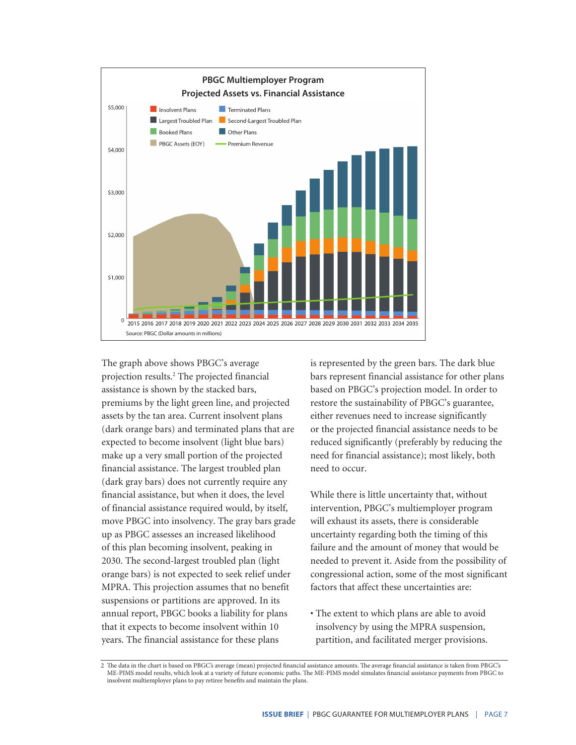**PBGC Multiemployer Program**
**Projected Assets vs. Financial Assistance**

Source: PBGC (Dollar amounts in millions)

The graph above shows PBGC's average projection results.[2] The projected financial assistance is shown by the stacked bars, premiums by the light green line, and projected assets by the tan area. Current insolvent plans (dark orange bars) and terminated plans that are expected to become insolvent (light blue bars) make up a very small portion of the projected financial assistance. The largest troubled plan (dark gray bars) does not currently require any financial assistance, but when it does, the level of financial assistance required would, by itself, move PBGC into insolvency. The gray bars grade up as PBGC assesses an increased likelihood of this plan becoming insolvent, peaking in 2030. The second-largest troubled plan (light orange bars) is not expected to seek relief under MPRA. This projection assumes that no benefit suspensions or partitions are approved. In its annual report, PBGC books a liability for plans that it expects to become insolvent within 10 years. The financial assistance for these plans is represented by the green bars. The dark blue bars represent financial assistance for other plans based on PBGC's projection model. In order to restore the sustainability of PBGC's guarantee, either revenues need to increase significantly or the projected financial assistance needs to be reduced significantly (preferably by reducing the need for financial assistance); most likely, both need to occur.

While there is little uncertainty that, without intervention, PBGC's multiemployer program will exhaust its assets, there is considerable uncertainty regarding both the timing of this failure and the amount of money that would be needed to prevent it. Aside from the possibility of congressional action, some of the most significant factors that affect these uncertainties are:

- The extent to which plans are able to avoid insolvency by using the MPRA suspension, partition, and facilitated merger provisions.

---

2 The data in the chart is based on PBGC's average (mean) projected financial assistance amounts. The average financial assistance is taken from PBGC's ME-PIMS model results, which look at a variety of future economic paths. The ME-PIMS model simulates financial assistance payments from PBGC to insolvent multiemployer plans to pay retiree benefits and maintain the plans.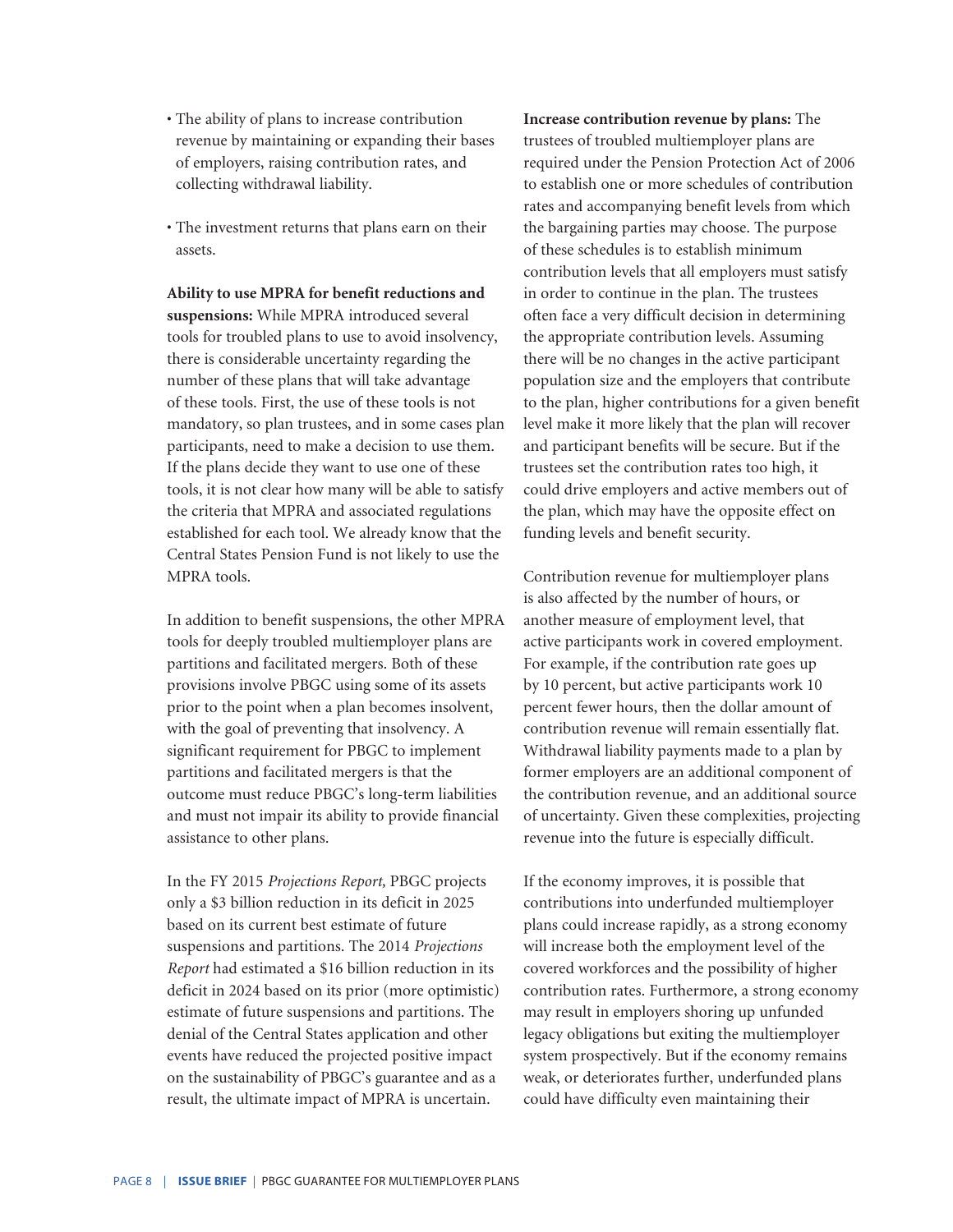- The ability of plans to increase contribution revenue by maintaining or expanding their bases of employers, raising contribution rates, and collecting withdrawal liability.
- The investment returns that plans earn on their assets.

**Ability to use MPRA for benefit reductions and suspensions:** While MPRA introduced several tools for troubled plans to use to avoid insolvency, there is considerable uncertainty regarding the number of these plans that will take advantage of these tools. First, the use of these tools is not mandatory, so plan trustees, and in some cases plan participants, need to make a decision to use them. If the plans decide they want to use one of these tools, it is not clear how many will be able to satisfy the criteria that MPRA and associated regulations established for each tool. We already know that the Central States Pension Fund is not likely to use the MPRA tools.

In addition to benefit suspensions, the other MPRA tools for deeply troubled multiemployer plans are partitions and facilitated mergers. Both of these provisions involve PBGC using some of its assets prior to the point when a plan becomes insolvent, with the goal of preventing that insolvency. A significant requirement for PBGC to implement partitions and facilitated mergers is that the outcome must reduce PBGC's long-term liabilities and must not impair its ability to provide financial assistance to other plans.

In the FY 2015 *Projections Report,* PBGC projects only a $3 billion reduction in its deficit in 2025 based on its current best estimate of future suspensions and partitions. The 2014 *Projections Report* had estimated a $16 billion reduction in its deficit in 2024 based on its prior (more optimistic) estimate of future suspensions and partitions. The denial of the Central States application and other events have reduced the projected positive impact on the sustainability of PBGC's guarantee and as a result, the ultimate impact of MPRA is uncertain.

**Increase contribution revenue by plans:** The trustees of troubled multiemployer plans are required under the Pension Protection Act of 2006 to establish one or more schedules of contribution rates and accompanying benefit levels from which the bargaining parties may choose. The purpose of these schedules is to establish minimum contribution levels that all employers must satisfy in order to continue in the plan. The trustees often face a very difficult decision in determining the appropriate contribution levels. Assuming there will be no changes in the active participant population size and the employers that contribute to the plan, higher contributions for a given benefit level make it more likely that the plan will recover and participant benefits will be secure. But if the trustees set the contribution rates too high, it could drive employers and active members out of the plan, which may have the opposite effect on funding levels and benefit security.

Contribution revenue for multiemployer plans is also affected by the number of hours, or another measure of employment level, that active participants work in covered employment. For example, if the contribution rate goes up by 10 percent, but active participants work 10 percent fewer hours, then the dollar amount of contribution revenue will remain essentially flat. Withdrawal liability payments made to a plan by former employers are an additional component of the contribution revenue, and an additional source of uncertainty. Given these complexities, projecting revenue into the future is especially difficult.

If the economy improves, it is possible that contributions into underfunded multiemployer plans could increase rapidly, as a strong economy will increase both the employment level of the covered workforces and the possibility of higher contribution rates. Furthermore, a strong economy may result in employers shoring up unfunded legacy obligations but exiting the multiemployer system prospectively. But if the economy remains weak, or deteriorates further, underfunded plans could have difficulty even maintaining their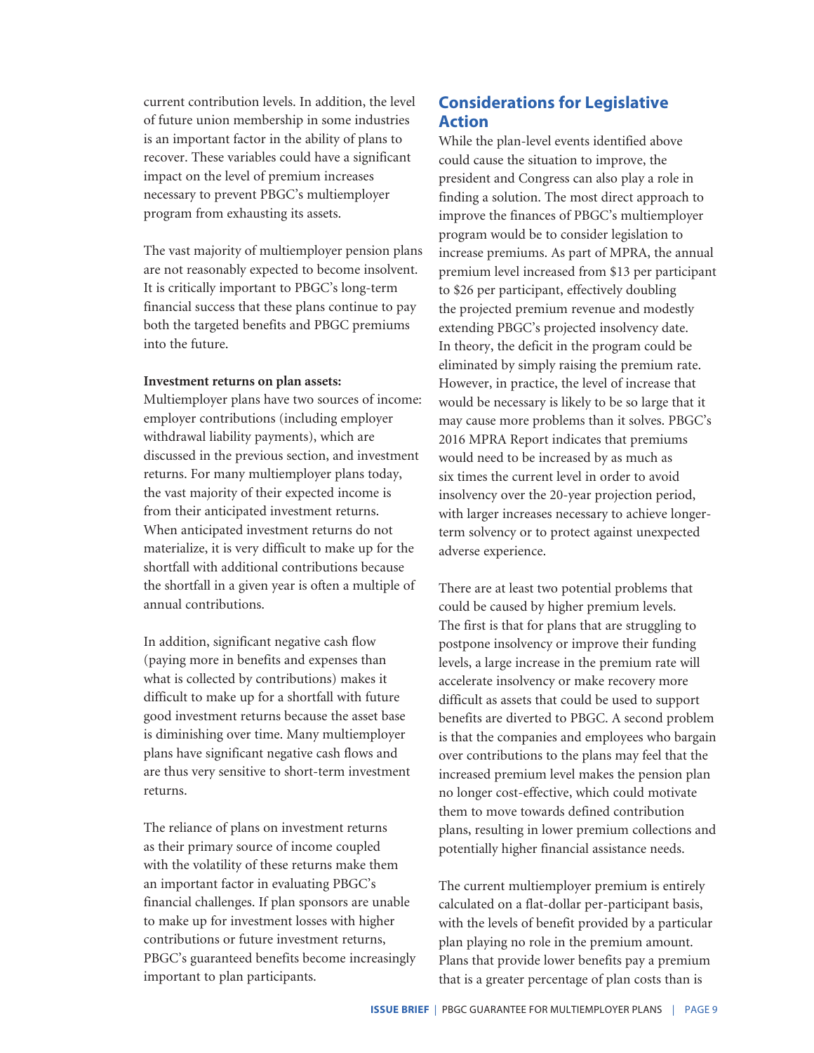current contribution levels. In addition, the level of future union membership in some industries is an important factor in the ability of plans to recover. These variables could have a significant impact on the level of premium increases necessary to prevent PBGC's multiemployer program from exhausting its assets.

The vast majority of multiemployer pension plans are not reasonably expected to become insolvent. It is critically important to PBGC's long-term financial success that these plans continue to pay both the targeted benefits and PBGC premiums into the future.

**Investment returns on plan assets:** Multiemployer plans have two sources of income: employer contributions (including employer withdrawal liability payments), which are discussed in the previous section, and investment returns. For many multiemployer plans today, the vast majority of their expected income is from their anticipated investment returns. When anticipated investment returns do not materialize, it is very difficult to make up for the shortfall with additional contributions because the shortfall in a given year is often a multiple of annual contributions.

In addition, significant negative cash flow (paying more in benefits and expenses than what is collected by contributions) makes it difficult to make up for a shortfall with future good investment returns because the asset base is diminishing over time. Many multiemployer plans have significant negative cash flows and are thus very sensitive to short-term investment returns.

The reliance of plans on investment returns as their primary source of income coupled with the volatility of these returns make them an important factor in evaluating PBGC's financial challenges. If plan sponsors are unable to make up for investment losses with higher contributions or future investment returns, PBGC's guaranteed benefits become increasingly important to plan participants.

## Considerations for Legislative Action

While the plan-level events identified above could cause the situation to improve, the president and Congress can also play a role in finding a solution. The most direct approach to improve the finances of PBGC's multiemployer program would be to consider legislation to increase premiums. As part of MPRA, the annual premium level increased from $13 per participant to $26 per participant, effectively doubling the projected premium revenue and modestly extending PBGC's projected insolvency date. In theory, the deficit in the program could be eliminated by simply raising the premium rate. However, in practice, the level of increase that would be necessary is likely to be so large that it may cause more problems than it solves. PBGC's 2016 MPRA Report indicates that premiums would need to be increased by as much as six times the current level in order to avoid insolvency over the 20-year projection period, with larger increases necessary to achieve longer-term solvency or to protect against unexpected adverse experience.

There are at least two potential problems that could be caused by higher premium levels. The first is that for plans that are struggling to postpone insolvency or improve their funding levels, a large increase in the premium rate will accelerate insolvency or make recovery more difficult as assets that could be used to support benefits are diverted to PBGC. A second problem is that the companies and employees who bargain over contributions to the plans may feel that the increased premium level makes the pension plan no longer cost-effective, which could motivate them to move towards defined contribution plans, resulting in lower premium collections and potentially higher financial assistance needs.

The current multiemployer premium is entirely calculated on a flat-dollar per-participant basis, with the levels of benefit provided by a particular plan playing no role in the premium amount. Plans that provide lower benefits pay a premium that is a greater percentage of plan costs than is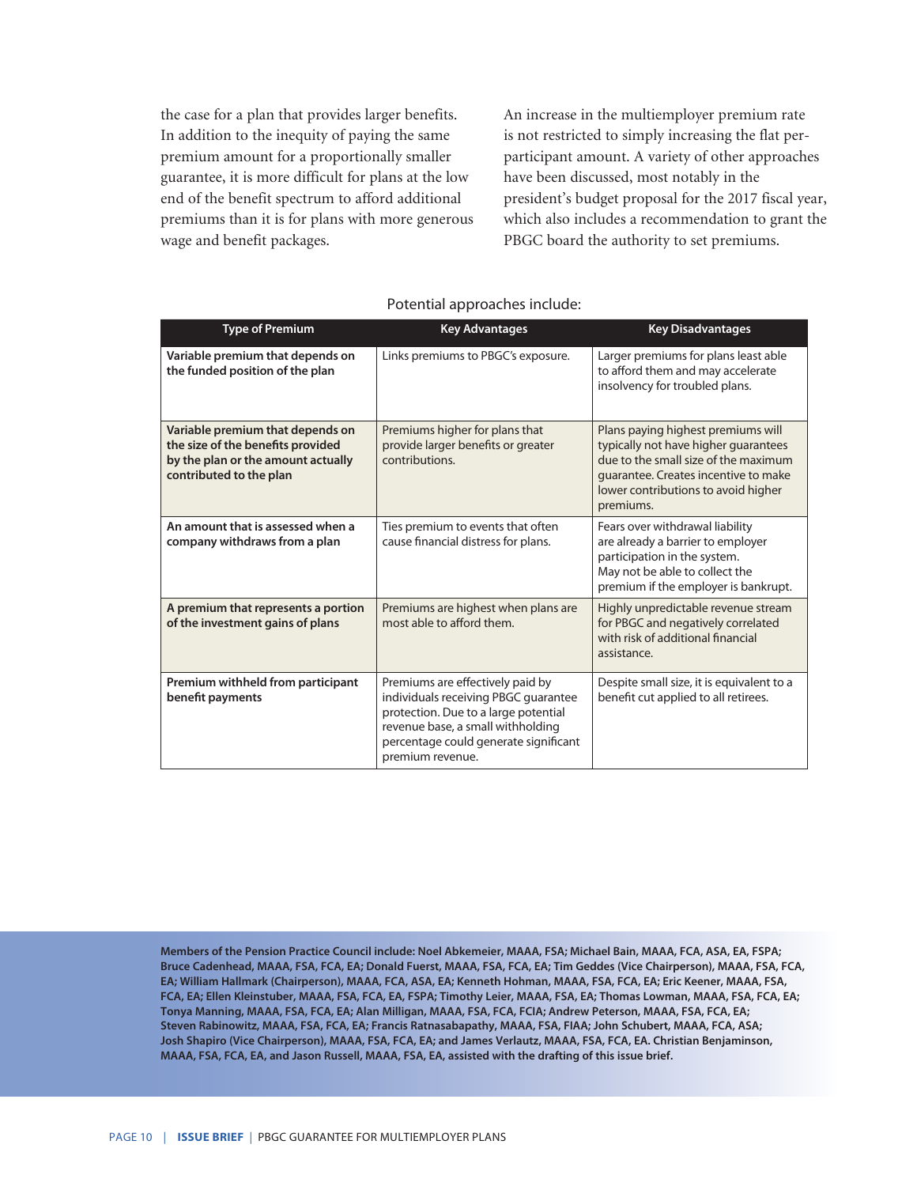the case for a plan that provides larger benefits. In addition to the inequity of paying the same premium amount for a proportionally smaller guarantee, it is more difficult for plans at the low end of the benefit spectrum to afford additional premiums than it is for plans with more generous wage and benefit packages.

An increase in the multiemployer premium rate is not restricted to simply increasing the flat per-participant amount. A variety of other approaches have been discussed, most notably in the president's budget proposal for the 2017 fiscal year, which also includes a recommendation to grant the PBGC board the authority to set premiums.

Potential approaches include:

| Type of Premium | Key Advantages | Key Disadvantages |
|---|---|---|
| **Variable premium that depends on the funded position of the plan** | Links premiums to PBGC's exposure. | Larger premiums for plans least able to afford them and may accelerate insolvency for troubled plans. |
| **Variable premium that depends on the size of the benefits provided by the plan or the amount actually contributed to the plan** | Premiums higher for plans that provide larger benefits or greater contributions. | Plans paying highest premiums will typically not have higher guarantees due to the small size of the maximum guarantee. Creates incentive to make lower contributions to avoid higher premiums. |
| **An amount that is assessed when a company withdraws from a plan** | Ties premium to events that often cause financial distress for plans. | Fears over withdrawal liability are already a barrier to employer participation in the system. May not be able to collect the premium if the employer is bankrupt. |
| **A premium that represents a portion of the investment gains of plans** | Premiums are highest when plans are most able to afford them. | Highly unpredictable revenue stream for PBGC and negatively correlated with risk of additional financial assistance. |
| **Premium withheld from participant benefit payments** | Premiums are effectively paid by individuals receiving PBGC guarantee protection. Due to a large potential revenue base, a small withholding percentage could generate significant premium revenue. | Despite small size, it is equivalent to a benefit cut applied to all retirees. |

**Members of the Pension Practice Council include: Noel Abkemeier, MAAA, FSA; Michael Bain, MAAA, FCA, ASA, EA, FSPA; Bruce Cadenhead, MAAA, FSA, FCA, EA; Donald Fuerst, MAAA, FSA, FCA, EA; Tim Geddes (Vice Chairperson), MAAA, FSA, FCA, EA; William Hallmark (Chairperson), MAAA, FCA, ASA, EA; Kenneth Hohman, MAAA, FSA, FCA, EA; Eric Keener, MAAA, FSA, FCA, EA; Ellen Kleinstuber, MAAA, FSA, FCA, EA, FSPA; Timothy Leier, MAAA, FSA, EA; Thomas Lowman, MAAA, FSA, FCA, EA; Tonya Manning, MAAA, FSA, FCA, EA; Alan Milligan, MAAA, FSA, FCA, FCIA; Andrew Peterson, MAAA, FSA, FCA, EA; Steven Rabinowitz, MAAA, FSA, FCA, EA; Francis Ratnasabapathy, MAAA, FSA, FIAA; John Schubert, MAAA, FCA, ASA; Josh Shapiro (Vice Chairperson), MAAA, FSA, FCA, EA; and James Verlautz, MAAA, FSA, FCA, EA. Christian Benjaminson, MAAA, FSA, FCA, EA, and Jason Russell, MAAA, FSA, EA, assisted with the drafting of this issue brief.**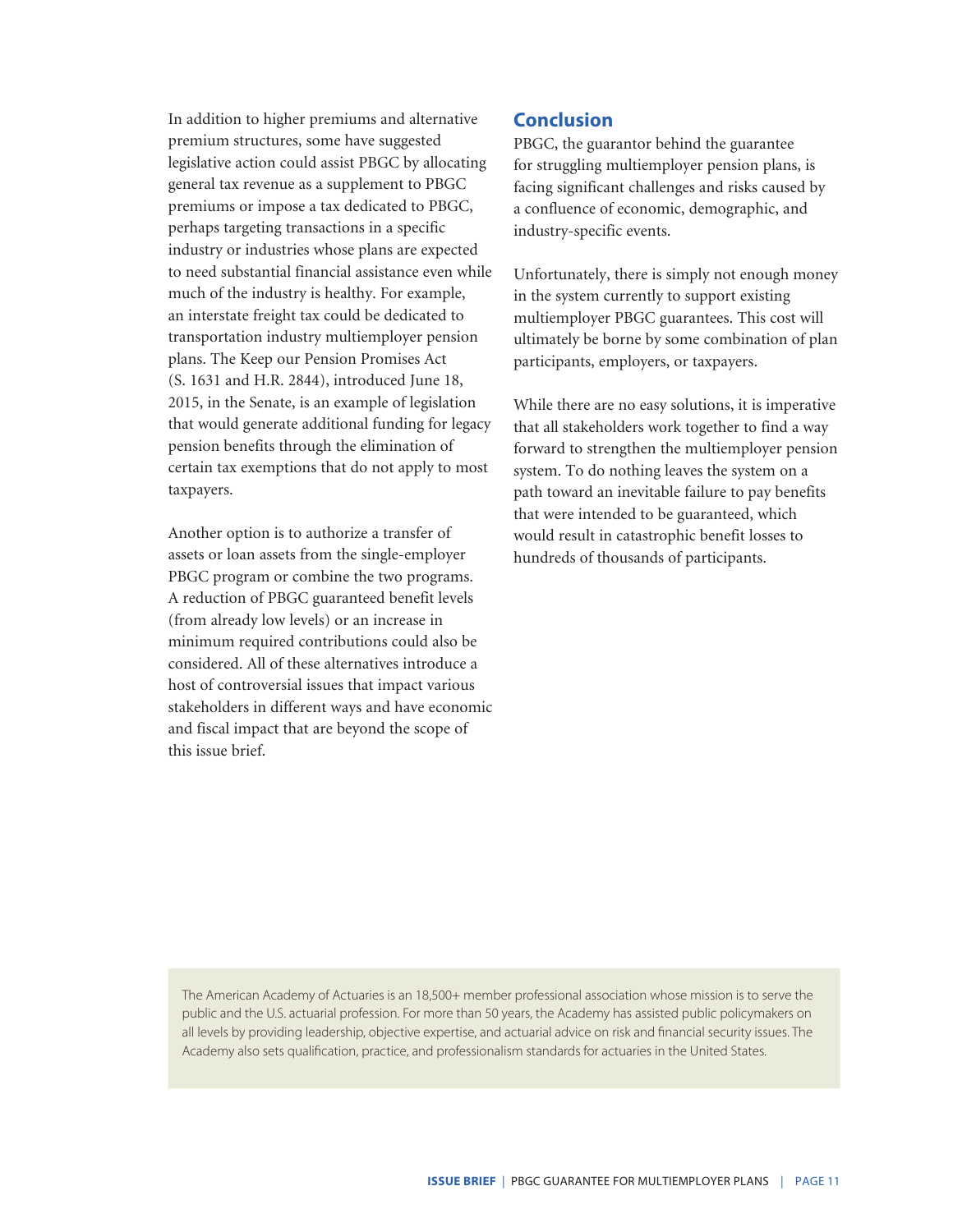In addition to higher premiums and alternative premium structures, some have suggested legislative action could assist PBGC by allocating general tax revenue as a supplement to PBGC premiums or impose a tax dedicated to PBGC, perhaps targeting transactions in a specific industry or industries whose plans are expected to need substantial financial assistance even while much of the industry is healthy. For example, an interstate freight tax could be dedicated to transportation industry multiemployer pension plans. The Keep our Pension Promises Act (S. 1631 and H.R. 2844), introduced June 18, 2015, in the Senate, is an example of legislation that would generate additional funding for legacy pension benefits through the elimination of certain tax exemptions that do not apply to most taxpayers.

Another option is to authorize a transfer of assets or loan assets from the single-employer PBGC program or combine the two programs. A reduction of PBGC guaranteed benefit levels (from already low levels) or an increase in minimum required contributions could also be considered. All of these alternatives introduce a host of controversial issues that impact various stakeholders in different ways and have economic and fiscal impact that are beyond the scope of this issue brief.

## Conclusion

PBGC, the guarantor behind the guarantee for struggling multiemployer pension plans, is facing significant challenges and risks caused by a confluence of economic, demographic, and industry-specific events.

Unfortunately, there is simply not enough money in the system currently to support existing multiemployer PBGC guarantees. This cost will ultimately be borne by some combination of plan participants, employers, or taxpayers.

While there are no easy solutions, it is imperative that all stakeholders work together to find a way forward to strengthen the multiemployer pension system. To do nothing leaves the system on a path toward an inevitable failure to pay benefits that were intended to be guaranteed, which would result in catastrophic benefit losses to hundreds of thousands of participants.

The American Academy of Actuaries is an 18,500+ member professional association whose mission is to serve the public and the U.S. actuarial profession. For more than 50 years, the Academy has assisted public policymakers on all levels by providing leadership, objective expertise, and actuarial advice on risk and financial security issues. The Academy also sets qualification, practice, and professionalism standards for actuaries in the United States.